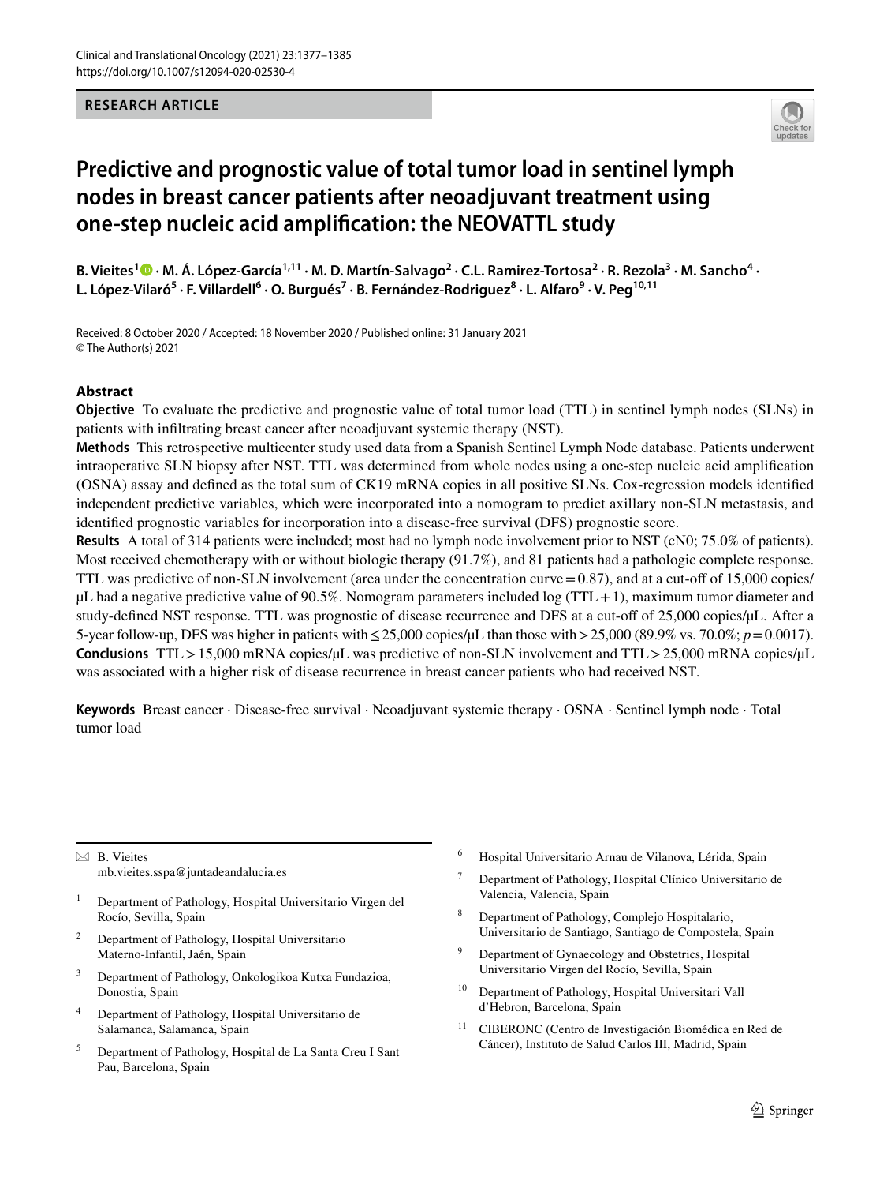RESEARCH ARTICLE

# Predictive and prognostic value of total tumor load in sentinel lymph nodes in breast cancer patients after neoadjuvant treatment using one-step nucleic acid amplification: the NEOVATTL study

**B. Vieites[1] · M. Á. López-García[1,11] · M. D. Martín-Salvago[2] · C.L. Ramirez-Tortosa[2] · R. Rezola[3] · M. Sancho[4] · L. López-Viláró[5] · F. Villardell[6] · O. Burgués[7] · B. Fernández-Rodriguez[8] · L. Alfaro[9] · V. Peg[10,11]**

Received: 8 October 2020 / Accepted: 18 November 2020 / Published online: 31 January 2021
© The Author(s) 2021

## Abstract

**Objective** To evaluate the predictive and prognostic value of total tumor load (TTL) in sentinel lymph nodes (SLNs) in patients with infiltrating breast cancer after neoadjuvant systemic therapy (NST).

**Methods** This retrospective multicenter study used data from a Spanish Sentinel Lymph Node database. Patients underwent intraoperative SLN biopsy after NST. TTL was determined from whole nodes using a one-step nucleic acid amplification (OSNA) assay and defined as the total sum of CK19 mRNA copies in all positive SLNs. Cox-regression models identified independent predictive variables, which were incorporated into a nomogram to predict axillary non-SLN metastasis, and identified prognostic variables for incorporation into a disease-free survival (DFS) prognostic score.

**Results** A total of 314 patients were included; most had no lymph node involvement prior to NST (cN0; 75.0% of patients). Most received chemotherapy with or without biologic therapy (91.7%), and 81 patients had a pathologic complete response. TTL was predictive of non-SLN involvement (area under the concentration curve = 0.87), and at a cut-off of 15,000 copies/μL had a negative predictive value of 90.5%. Nomogram parameters included log (TTL + 1), maximum tumor diameter and study-defined NST response. TTL was prognostic of disease recurrence and DFS at a cut-off of 25,000 copies/μL. After a 5-year follow-up, DFS was higher in patients with ≤ 25,000 copies/μL than those with > 25,000 (89.9% vs. 70.0%; $p = 0.0017$).

**Conclusions** TTL > 15,000 mRNA copies/μL was predictive of non-SLN involvement and TTL > 25,000 mRNA copies/μL was associated with a higher risk of disease recurrence in breast cancer patients who had received NST.

**Keywords** Breast cancer · Disease-free survival · Neoadjuvant systemic therapy · OSNA · Sentinel lymph node · Total tumor load

---

✉ B. Vieites
mb.vieites.sspa@juntadeandalucia.es

[1] Department of Pathology, Hospital Universitario Virgen del Rocío, Sevilla, Spain

[2] Department of Pathology, Hospital Universitario Materno-Infantil, Jaén, Spain

[3] Department of Pathology, Onkologikoa Kutxa Fundazioa, Donostia, Spain

[4] Department of Pathology, Hospital Universitario de Salamanca, Salamanca, Spain

[5] Department of Pathology, Hospital de La Santa Creu I Sant Pau, Barcelona, Spain

[6] Hospital Universitario Arnau de Vilanova, Lérida, Spain

[7] Department of Pathology, Hospital Clínico Universitario de Valencia, Valencia, Spain

[8] Department of Pathology, Complejo Hospitalario, Universitario de Santiago, Santiago de Compostela, Spain

[9] Department of Gynaecology and Obstetrics, Hospital Universitario Virgen del Rocío, Sevilla, Spain

[10] Department of Pathology, Hospital Universitari Vall d'Hebron, Barcelona, Spain

[11] CIBERONC (Centro de Investigación Biomédica en Red de Cáncer), Instituto de Salud Carlos III, Madrid, Spain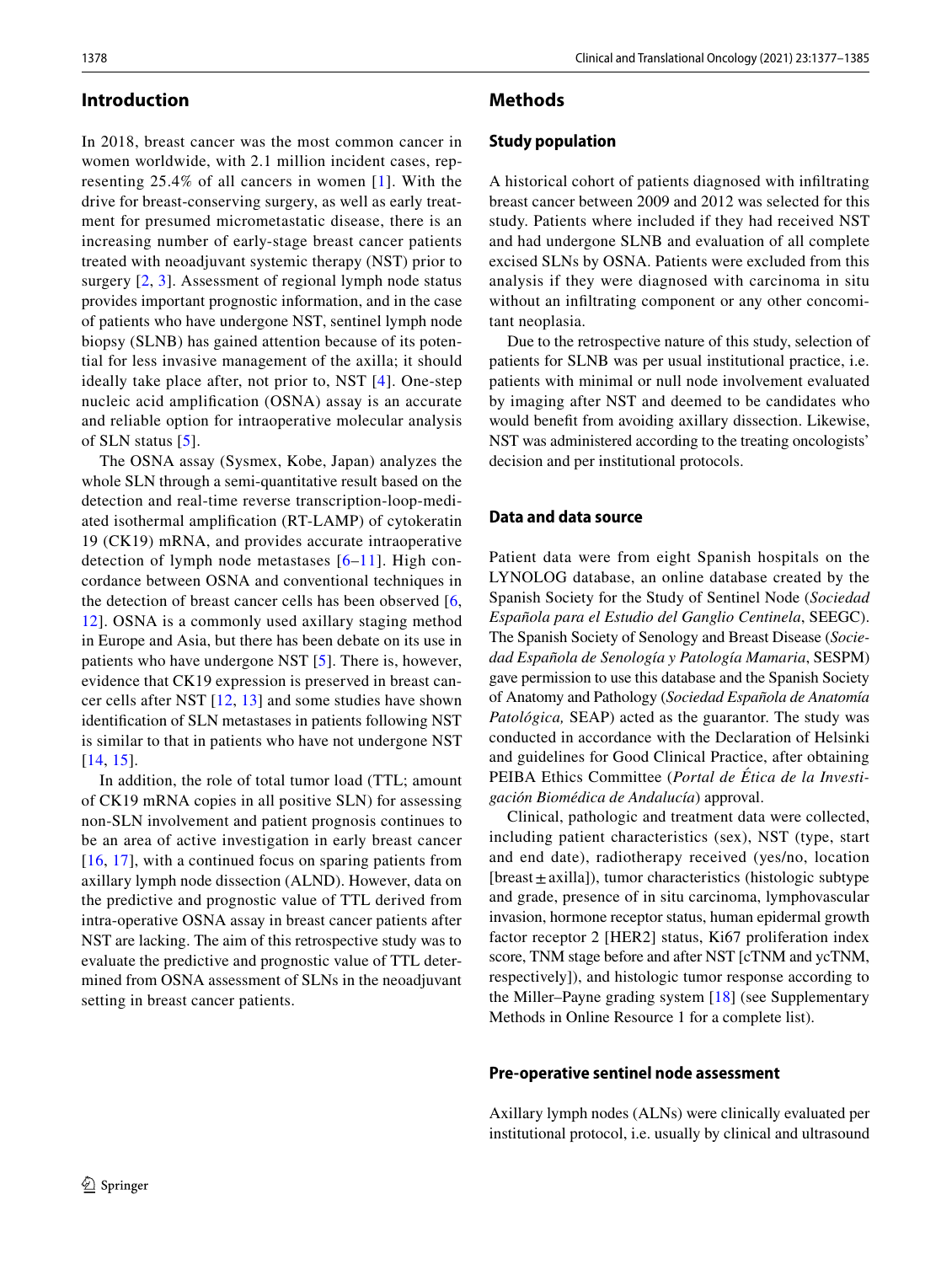## Introduction

In 2018, breast cancer was the most common cancer in women worldwide, with 2.1 million incident cases, representing 25.4% of all cancers in women [1]. With the drive for breast-conserving surgery, as well as early treatment for presumed micrometastatic disease, there is an increasing number of early-stage breast cancer patients treated with neoadjuvant systemic therapy (NST) prior to surgery [2, 3]. Assessment of regional lymph node status provides important prognostic information, and in the case of patients who have undergone NST, sentinel lymph node biopsy (SLNB) has gained attention because of its potential for less invasive management of the axilla; it should ideally take place after, not prior to, NST [4]. One-step nucleic acid amplification (OSNA) assay is an accurate and reliable option for intraoperative molecular analysis of SLN status [5].

The OSNA assay (Sysmex, Kobe, Japan) analyzes the whole SLN through a semi-quantitative result based on the detection and real-time reverse transcription-loop-mediated isothermal amplification (RT-LAMP) of cytokeratin 19 (CK19) mRNA, and provides accurate intraoperative detection of lymph node metastases [6–11]. High concordance between OSNA and conventional techniques in the detection of breast cancer cells has been observed [6, 12]. OSNA is a commonly used axillary staging method in Europe and Asia, but there has been debate on its use in patients who have undergone NST [5]. There is, however, evidence that CK19 expression is preserved in breast cancer cells after NST [12, 13] and some studies have shown identification of SLN metastases in patients following NST is similar to that in patients who have not undergone NST [14, 15].

In addition, the role of total tumor load (TTL; amount of CK19 mRNA copies in all positive SLN) for assessing non-SLN involvement and patient prognosis continues to be an area of active investigation in early breast cancer [16, 17], with a continued focus on sparing patients from axillary lymph node dissection (ALND). However, data on the predictive and prognostic value of TTL derived from intra-operative OSNA assay in breast cancer patients after NST are lacking. The aim of this retrospective study was to evaluate the predictive and prognostic value of TTL determined from OSNA assessment of SLNs in the neoadjuvant setting in breast cancer patients.

## Methods

### Study population

A historical cohort of patients diagnosed with infiltrating breast cancer between 2009 and 2012 was selected for this study. Patients where included if they had received NST and had undergone SLNB and evaluation of all complete excised SLNs by OSNA. Patients were excluded from this analysis if they were diagnosed with carcinoma in situ without an infiltrating component or any other concomitant neoplasia.

Due to the retrospective nature of this study, selection of patients for SLNB was per usual institutional practice, i.e. patients with minimal or null node involvement evaluated by imaging after NST and deemed to be candidates who would benefit from avoiding axillary dissection. Likewise, NST was administered according to the treating oncologists' decision and per institutional protocols.

### Data and data source

Patient data were from eight Spanish hospitals on the LYNOLOG database, an online database created by the Spanish Society for the Study of Sentinel Node (*Sociedad Española para el Estudio del Ganglio Centinela*, SEEGC). The Spanish Society of Senology and Breast Disease (*Sociedad Española de Senología y Patología Mamaria*, SESPM) gave permission to use this database and the Spanish Society of Anatomy and Pathology (*Sociedad Española de Anatomía Patológica,* SEAP) acted as the guarantor. The study was conducted in accordance with the Declaration of Helsinki and guidelines for Good Clinical Practice, after obtaining PEIBA Ethics Committee (*Portal de Ética de la Investigación Biomédica de Andalucía*) approval.

Clinical, pathologic and treatment data were collected, including patient characteristics (sex), NST (type, start and end date), radiotherapy received (yes/no, location [breast ± axilla]), tumor characteristics (histologic subtype and grade, presence of in situ carcinoma, lymphovascular invasion, hormone receptor status, human epidermal growth factor receptor 2 [HER2] status, Ki67 proliferation index score, TNM stage before and after NST [cTNM and ycTNM, respectively]), and histologic tumor response according to the Miller–Payne grading system [18] (see Supplementary Methods in Online Resource 1 for a complete list).

### Pre-operative sentinel node assessment

Axillary lymph nodes (ALNs) were clinically evaluated per institutional protocol, i.e. usually by clinical and ultrasound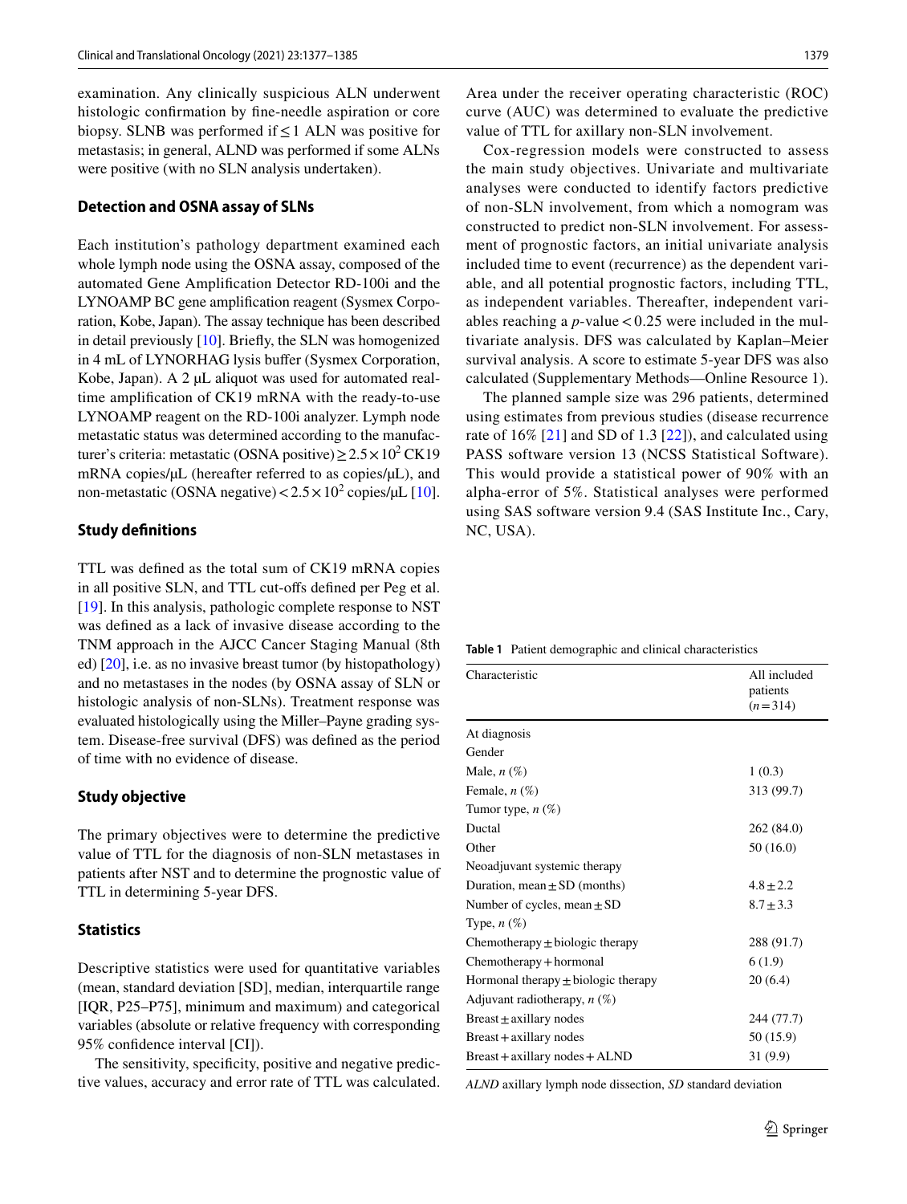examination. Any clinically suspicious ALN underwent histologic confirmation by fine-needle aspiration or core biopsy. SLNB was performed if ≤ 1 ALN was positive for metastasis; in general, ALND was performed if some ALNs were positive (with no SLN analysis undertaken).

### Detection and OSNA assay of SLNs

Each institution's pathology department examined each whole lymph node using the OSNA assay, composed of the automated Gene Amplification Detector RD-100i and the LYNOAMP BC gene amplification reagent (Sysmex Corporation, Kobe, Japan). The assay technique has been described in detail previously [10]. Briefly, the SLN was homogenized in 4 mL of LYNORHAG lysis buffer (Sysmex Corporation, Kobe, Japan). A 2 μL aliquot was used for automated real-time amplification of CK19 mRNA with the ready-to-use LYNOAMP reagent on the RD-100i analyzer. Lymph node metastatic status was determined according to the manufacturer's criteria: metastatic (OSNA positive) $\geq 2.5 \times 10^2$ CK19 mRNA copies/μL (hereafter referred to as copies/μL), and non-metastatic (OSNA negative) $< 2.5 \times 10^2$ copies/μL [10].

### Study definitions

TTL was defined as the total sum of CK19 mRNA copies in all positive SLN, and TTL cut-offs defined per Peg et al. [19]. In this analysis, pathologic complete response to NST was defined as a lack of invasive disease according to the TNM approach in the AJCC Cancer Staging Manual (8th ed) [20], i.e. as no invasive breast tumor (by histopathology) and no metastases in the nodes (by OSNA assay of SLN or histologic analysis of non-SLNs). Treatment response was evaluated histologically using the Miller–Payne grading system. Disease-free survival (DFS) was defined as the period of time with no evidence of disease.

### Study objective

The primary objectives were to determine the predictive value of TTL for the diagnosis of non-SLN metastases in patients after NST and to determine the prognostic value of TTL in determining 5-year DFS.

### Statistics

Descriptive statistics were used for quantitative variables (mean, standard deviation [SD], median, interquartile range [IQR, P25–P75], minimum and maximum) and categorical variables (absolute or relative frequency with corresponding 95% confidence interval [CI]).

The sensitivity, specificity, positive and negative predictive values, accuracy and error rate of TTL was calculated. Area under the receiver operating characteristic (ROC) curve (AUC) was determined to evaluate the predictive value of TTL for axillary non-SLN involvement.

Cox-regression models were constructed to assess the main study objectives. Univariate and multivariate analyses were conducted to identify factors predictive of non-SLN involvement, from which a nomogram was constructed to predict non-SLN involvement. For assessment of prognostic factors, an initial univariate analysis included time to event (recurrence) as the dependent variable, and all potential prognostic factors, including TTL, as independent variables. Thereafter, independent variables reaching a $p$-value $< 0.25$ were included in the multivariate analysis. DFS was calculated by Kaplan–Meier survival analysis. A score to estimate 5-year DFS was also calculated (Supplementary Methods—Online Resource 1).

The planned sample size was 296 patients, determined using estimates from previous studies (disease recurrence rate of 16% [21] and SD of 1.3 [22]), and calculated using PASS software version 13 (NCSS Statistical Software). This would provide a statistical power of 90% with an alpha-error of 5%. Statistical analyses were performed using SAS software version 9.4 (SAS Institute Inc., Cary, NC, USA).

**Table 1** Patient demographic and clinical characteristics

| Characteristic | All included patients ($n = 314$) |
|---|---|
| At diagnosis | |
| Gender | |
| Male, $n$ (%) | 1 (0.3) |
| Female, $n$ (%) | 313 (99.7) |
| Tumor type, $n$ (%) | |
| Ductal | 262 (84.0) |
| Other | 50 (16.0) |
| Neoadjuvant systemic therapy | |
| Duration, mean ± SD (months) | 4.8 ± 2.2 |
| Number of cycles, mean ± SD | 8.7 ± 3.3 |
| Type, $n$ (%) | |
| Chemotherapy ± biologic therapy | 288 (91.7) |
| Chemotherapy + hormonal | 6 (1.9) |
| Hormonal therapy ± biologic therapy | 20 (6.4) |
| Adjuvant radiotherapy, $n$ (%) | |
| Breast ± axillary nodes | 244 (77.7) |
| Breast + axillary nodes | 50 (15.9) |
| Breast + axillary nodes + ALND | 31 (9.9) |

*ALND* axillary lymph node dissection, *SD* standard deviation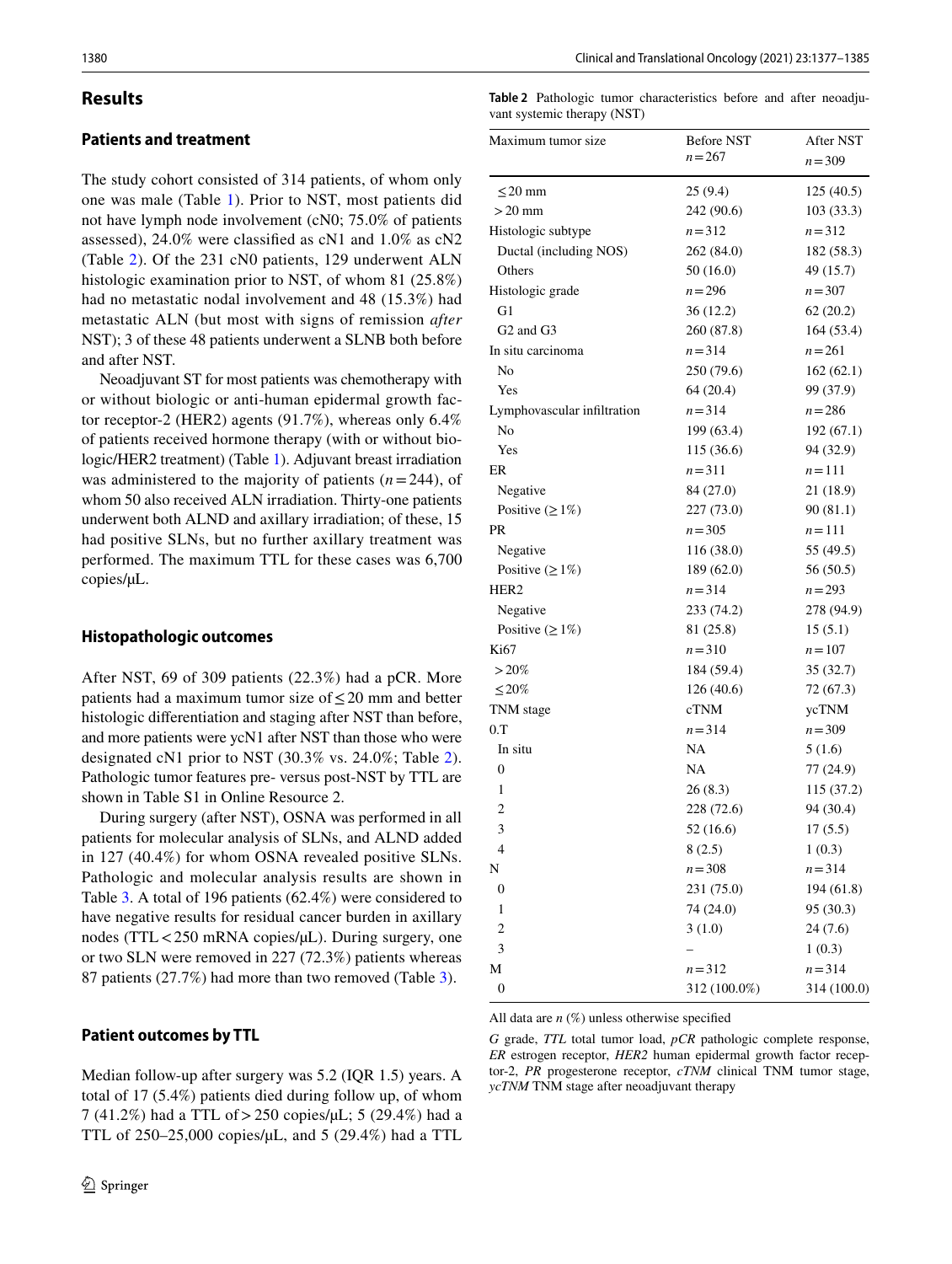## Results

### Patients and treatment

The study cohort consisted of 314 patients, of whom only one was male (Table 1). Prior to NST, most patients did not have lymph node involvement (cN0; 75.0% of patients assessed), 24.0% were classified as cN1 and 1.0% as cN2 (Table 2). Of the 231 cN0 patients, 129 underwent ALN histologic examination prior to NST, of whom 81 (25.8%) had no metastatic nodal involvement and 48 (15.3%) had metastatic ALN (but most with signs of remission *after* NST); 3 of these 48 patients underwent a SLNB both before and after NST.

Neoadjuvant ST for most patients was chemotherapy with or without biologic or anti-human epidermal growth factor receptor-2 (HER2) agents (91.7%), whereas only 6.4% of patients received hormone therapy (with or without biologic/HER2 treatment) (Table 1). Adjuvant breast irradiation was administered to the majority of patients ($n = 244$), of whom 50 also received ALN irradiation. Thirty-one patients underwent both ALND and axillary irradiation; of these, 15 had positive SLNs, but no further axillary treatment was performed. The maximum TTL for these cases was 6,700 copies/μL.

### Histopathologic outcomes

After NST, 69 of 309 patients (22.3%) had a pCR. More patients had a maximum tumor size of ≤ 20 mm and better histologic differentiation and staging after NST than before, and more patients were ycN1 after NST than those who were designated cN1 prior to NST (30.3% vs. 24.0%; Table 2). Pathologic tumor features pre- versus post-NST by TTL are shown in Table S1 in Online Resource 2.

During surgery (after NST), OSNA was performed in all patients for molecular analysis of SLNs, and ALND added in 127 (40.4%) for whom OSNA revealed positive SLNs. Pathologic and molecular analysis results are shown in Table 3. A total of 196 patients (62.4%) were considered to have negative results for residual cancer burden in axillary nodes (TTL < 250 mRNA copies/μL). During surgery, one or two SLN were removed in 227 (72.3%) patients whereas 87 patients (27.7%) had more than two removed (Table 3).

### Patient outcomes by TTL

Median follow-up after surgery was 5.2 (IQR 1.5) years. A total of 17 (5.4%) patients died during follow up, of whom 7 (41.2%) had a TTL of > 250 copies/μL; 5 (29.4%) had a TTL of 250–25,000 copies/μL, and 5 (29.4%) had a TTL

**Table 2** Pathologic tumor characteristics before and after neoadjuvant systemic therapy (NST)

| Maximum tumor size | Before NST $n = 267$ | After NST $n = 309$ |
|---|---|---|
| ≤ 20 mm | 25 (9.4) | 125 (40.5) |
| > 20 mm | 242 (90.6) | 103 (33.3) |
| Histologic subtype | $n = 312$ | $n = 312$ |
| Ductal (including NOS) | 262 (84.0) | 182 (58.3) |
| Others | 50 (16.0) | 49 (15.7) |
| Histologic grade | $n = 296$ | $n = 307$ |
| G1 | 36 (12.2) | 62 (20.2) |
| G2 and G3 | 260 (87.8) | 164 (53.4) |
| In situ carcinoma | $n = 314$ | $n = 261$ |
| No | 250 (79.6) | 162 (62.1) |
| Yes | 64 (20.4) | 99 (37.9) |
| Lymphovascular infiltration | $n = 314$ | $n = 286$ |
| No | 199 (63.4) | 192 (67.1) |
| Yes | 115 (36.6) | 94 (32.9) |
| ER | $n = 311$ | $n = 111$ |
| Negative | 84 (27.0) | 21 (18.9) |
| Positive (≥ 1%) | 227 (73.0) | 90 (81.1) |
| PR | $n = 305$ | $n = 111$ |
| Negative | 116 (38.0) | 55 (49.5) |
| Positive (≥ 1%) | 189 (62.0) | 56 (50.5) |
| HER2 | $n = 314$ | $n = 293$ |
| Negative | 233 (74.2) | 278 (94.9) |
| Positive (≥ 1%) | 81 (25.8) | 15 (5.1) |
| Ki67 | $n = 310$ | $n = 107$ |
| > 20% | 184 (59.4) | 35 (32.7) |
| ≤ 20% | 126 (40.6) | 72 (67.3) |
| TNM stage | cTNM | ycTNM |
| 0.T | $n = 314$ | $n = 309$ |
| In situ | NA | 5 (1.6) |
| 0 | NA | 77 (24.9) |
| 1 | 26 (8.3) | 115 (37.2) |
| 2 | 228 (72.6) | 94 (30.4) |
| 3 | 52 (16.6) | 17 (5.5) |
| 4 | 8 (2.5) | 1 (0.3) |
| N | $n = 308$ | $n = 314$ |
| 0 | 231 (75.0) | 194 (61.8) |
| 1 | 74 (24.0) | 95 (30.3) |
| 2 | 3 (1.0) | 24 (7.6) |
| 3 | – | 1 (0.3) |
| M | $n = 312$ | $n = 314$ |
| 0 | 312 (100.0%) | 314 (100.0) |

All data are *n* (%) unless otherwise specified

*G* grade, *TTL* total tumor load, *pCR* pathologic complete response, *ER* estrogen receptor, *HER2* human epidermal growth factor receptor-2, *PR* progesterone receptor, *cTNM* clinical TNM tumor stage, *ycTNM* TNM stage after neoadjuvant therapy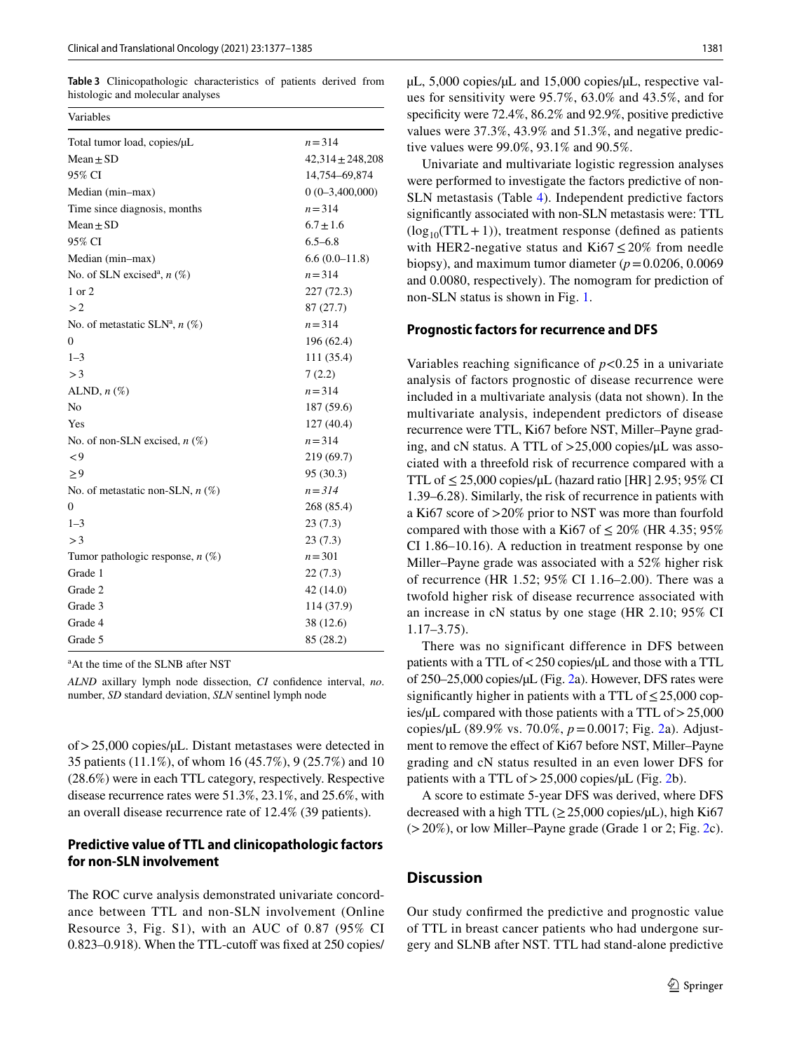**Table 3** Clinicopathologic characteristics of patients derived from histologic and molecular analyses

| Variables | |
|---|---|
| Total tumor load, copies/μL | $n = 314$ |
| Mean ± SD | 42,314 ± 248,208 |
| 95% CI | 14,754–69,874 |
| Median (min–max) | 0 (0–3,400,000) |
| Time since diagnosis, months | $n = 314$ |
| Mean ± SD | 6.7 ± 1.6 |
| 95% CI | 6.5–6.8 |
| Median (min–max) | 6.6 (0.0–11.8) |
| No. of SLN excised[a], *n* (%) | $n = 314$ |
| 1 or 2 | 227 (72.3) |
| > 2 | 87 (27.7) |
| No. of metastatic SLN[a], *n* (%) | $n = 314$ |
| 0 | 196 (62.4) |
| 1–3 | 111 (35.4) |
| > 3 | 7 (2.2) |
| ALND, *n* (%) | $n = 314$ |
| No | 187 (59.6) |
| Yes | 127 (40.4) |
| No. of non-SLN excised, *n* (%) | $n = 314$ |
| < 9 | 219 (69.7) |
| ≥ 9 | 95 (30.3) |
| No. of metastatic non-SLN, *n* (%) | *n = 314* |
| 0 | 268 (85.4) |
| 1–3 | 23 (7.3) |
| > 3 | 23 (7.3) |
| Tumor pathologic response, *n* (%) | $n = 301$ |
| Grade 1 | 22 (7.3) |
| Grade 2 | 42 (14.0) |
| Grade 3 | 114 (37.9) |
| Grade 4 | 38 (12.6) |
| Grade 5 | 85 (28.2) |

[a]At the time of the SLNB after NST

*ALND* axillary lymph node dissection, *CI* confidence interval, *no*. number, *SD* standard deviation, *SLN* sentinel lymph node

of > 25,000 copies/μL. Distant metastases were detected in 35 patients (11.1%), of whom 16 (45.7%), 9 (25.7%) and 10 (28.6%) were in each TTL category, respectively. Respective disease recurrence rates were 51.3%, 23.1%, and 25.6%, with an overall disease recurrence rate of 12.4% (39 patients).

## Predictive value of TTL and clinicopathologic factors for non-SLN involvement

The ROC curve analysis demonstrated univariate concordance between TTL and non-SLN involvement (Online Resource 3, Fig. S1), with an AUC of 0.87 (95% CI 0.823–0.918). When the TTL-cutoff was fixed at 250 copies/μL, 5,000 copies/μL and 15,000 copies/μL, respective values for sensitivity were 95.7%, 63.0% and 43.5%, and for specificity were 72.4%, 86.2% and 92.9%, positive predictive values were 37.3%, 43.9% and 51.3%, and negative predictive values were 99.0%, 93.1% and 90.5%.

Univariate and multivariate logistic regression analyses were performed to investigate the factors predictive of non-SLN metastasis (Table 4). Independent predictive factors significantly associated with non-SLN metastasis were: TTL ($\log_{10}(\text{TTL} + 1)$), treatment response (defined as patients with HER2-negative status and Ki67 ≤ 20% from needle biopsy), and maximum tumor diameter ($p = 0.0206$, 0.0069 and 0.0080, respectively). The nomogram for prediction of non-SLN status is shown in Fig. 1.

## Prognostic factors for recurrence and DFS

Variables reaching significance of $p < 0.25$ in a univariate analysis of factors prognostic of disease recurrence were included in a multivariate analysis (data not shown). In the multivariate analysis, independent predictors of disease recurrence were TTL, Ki67 before NST, Miller–Payne grading, and cN status. A TTL of > 25,000 copies/μL was associated with a threefold risk of recurrence compared with a TTL of ≤ 25,000 copies/μL (hazard ratio [HR] 2.95; 95% CI 1.39–6.28). Similarly, the risk of recurrence in patients with a Ki67 score of > 20% prior to NST was more than fourfold compared with those with a Ki67 of ≤ 20% (HR 4.35; 95% CI 1.86–10.16). A reduction in treatment response by one Miller–Payne grade was associated with a 52% higher risk of recurrence (HR 1.52; 95% CI 1.16–2.00). There was a twofold higher risk of disease recurrence associated with an increase in cN status by one stage (HR 2.10; 95% CI 1.17–3.75).

There was no significant difference in DFS between patients with a TTL of < 250 copies/μL and those with a TTL of 250–25,000 copies/μL (Fig. 2a). However, DFS rates were significantly higher in patients with a TTL of ≤ 25,000 copies/μL compared with those patients with a TTL of > 25,000 copies/μL (89.9% vs. 70.0%, $p = 0.0017$; Fig. 2a). Adjustment to remove the effect of Ki67 before NST, Miller–Payne grading and cN status resulted in an even lower DFS for patients with a TTL of > 25,000 copies/μL (Fig. 2b).

A score to estimate 5-year DFS was derived, where DFS decreased with a high TTL (≥ 25,000 copies/μL), high Ki67 (> 20%), or low Miller–Payne grade (Grade 1 or 2; Fig. 2c).

# Discussion

Our study confirmed the predictive and prognostic value of TTL in breast cancer patients who had undergone surgery and SLNB after NST. TTL had stand-alone predictive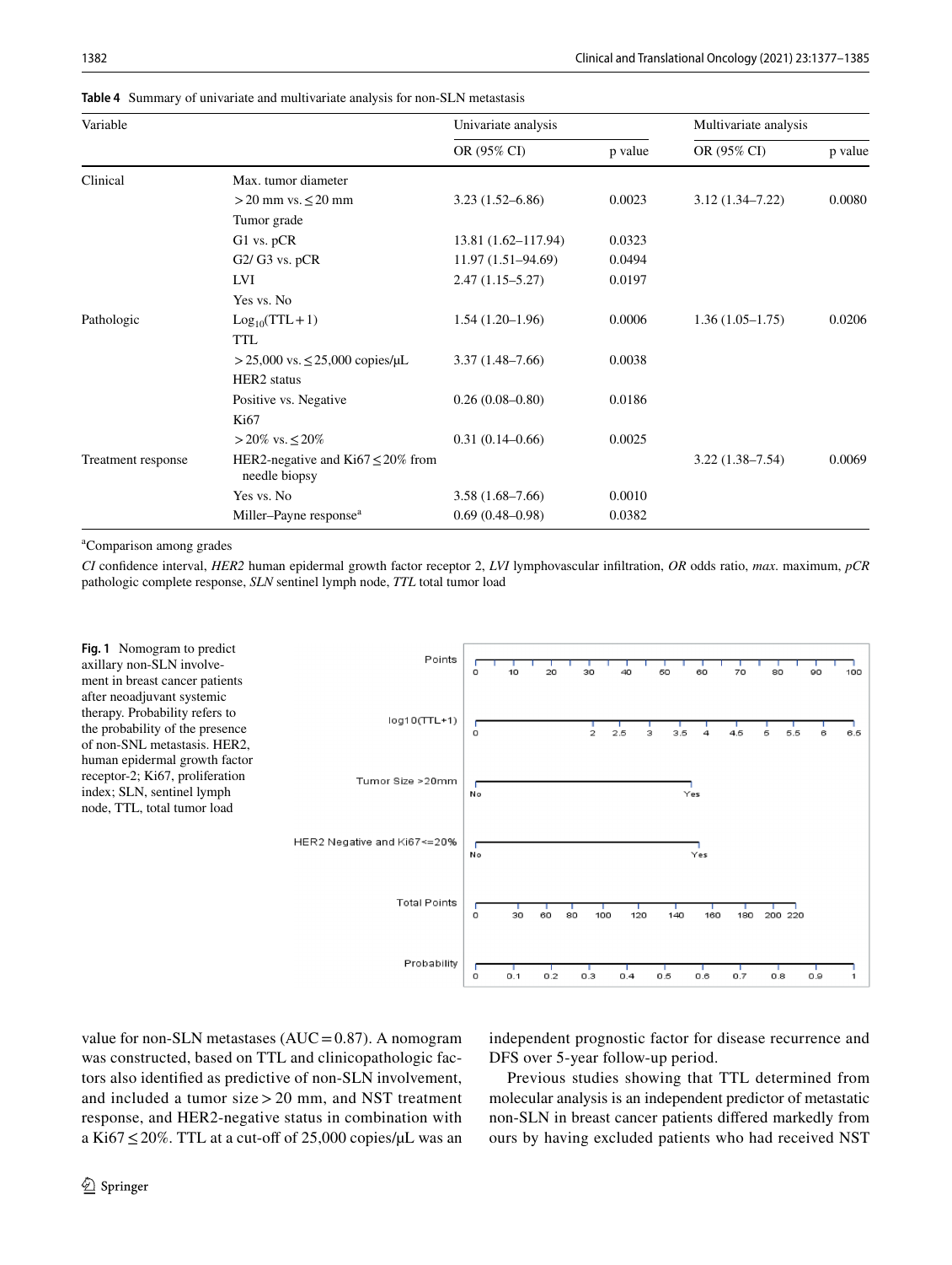**Table 4** Summary of univariate and multivariate analysis for non-SLN metastasis

| Variable | | Univariate analysis | | Multivariate analysis | |
|---|---|---|---|---|---|
| | | OR (95% CI) | p value | OR (95% CI) | p value |
| Clinical | Max. tumor diameter | | | | |
| | > 20 mm vs. ≤ 20 mm | 3.23 (1.52–6.86) | 0.0023 | 3.12 (1.34–7.22) | 0.0080 |
| | Tumor grade | | | | |
| | G1 vs. pCR | 13.81 (1.62–117.94) | 0.0323 | | |
| | G2/ G3 vs. pCR | 11.97 (1.51–94.69) | 0.0494 | | |
| | LVI | 2.47 (1.15–5.27) | 0.0197 | | |
| | Yes vs. No | | | | |
| Pathologic | $Log_{10}(TTL + 1)$ | 1.54 (1.20–1.96) | 0.0006 | 1.36 (1.05–1.75) | 0.0206 |
| | TTL | | | | |
| | > 25,000 vs. ≤ 25,000 copies/μL | 3.37 (1.48–7.66) | 0.0038 | | |
| | HER2 status | | | | |
| | Positive vs. Negative | 0.26 (0.08–0.80) | 0.0186 | | |
| | Ki67 | | | | |
| | > 20% vs. ≤ 20% | 0.31 (0.14–0.66) | 0.0025 | | |
| Treatment response | HER2-negative and Ki67 ≤ 20% from needle biopsy | | | 3.22 (1.38–7.54) | 0.0069 |
| | Yes vs. No | 3.58 (1.68–7.66) | 0.0010 | | |
| | Miller–Payne response[a] | 0.69 (0.48–0.98) | 0.0382 | | |

[a]Comparison among grades

*CI* confidence interval, *HER2* human epidermal growth factor receptor 2, *LVI* lymphovascular infiltration, *OR* odds ratio, *max*. maximum, *pCR* pathologic complete response, *SLN* sentinel lymph node, *TTL* total tumor load

**Fig. 1** Nomogram to predict axillary non-SLN involvement in breast cancer patients after neoadjuvant systemic therapy. Probability refers to the probability of the presence of non-SNL metastasis. HER2, human epidermal growth factor receptor-2; Ki67, proliferation index; SLN, sentinel lymph node, TTL, total tumor load

value for non-SLN metastases (AUC = 0.87). A nomogram was constructed, based on TTL and clinicopathologic factors also identified as predictive of non-SLN involvement, and included a tumor size > 20 mm, and NST treatment response, and HER2-negative status in combination with a Ki67 ≤ 20%. TTL at a cut-off of 25,000 copies/μL was an independent prognostic factor for disease recurrence and DFS over 5-year follow-up period.

Previous studies showing that TTL determined from molecular analysis is an independent predictor of metastatic non-SLN in breast cancer patients differed markedly from ours by having excluded patients who had received NST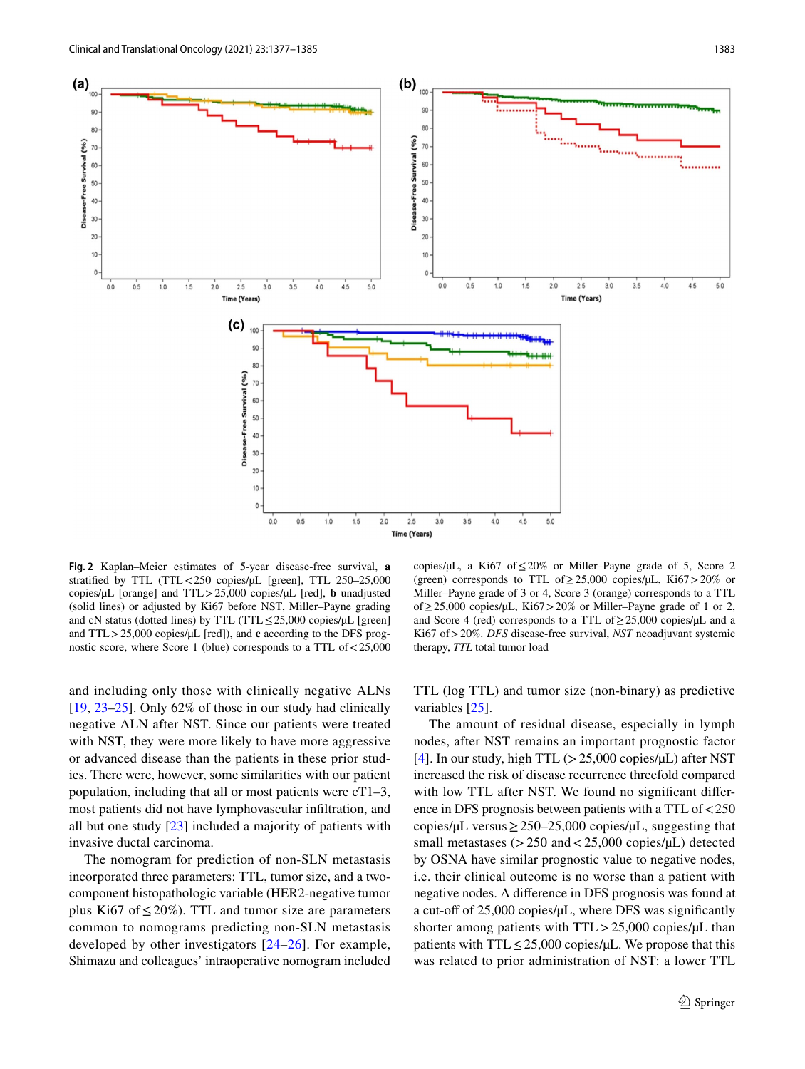**Fig. 2** Kaplan–Meier estimates of 5-year disease-free survival, **a** stratified by TTL (TTL < 250 copies/μL [green], TTL 250–25,000 copies/μL [orange] and TTL > 25,000 copies/μL [red], **b** unadjusted (solid lines) or adjusted by Ki67 before NST, Miller–Payne grading and cN status (dotted lines) by TTL (TTL ≤ 25,000 copies/μL [green] and TTL > 25,000 copies/μL [red]), and **c** according to the DFS prognostic score, where Score 1 (blue) corresponds to a TTL of < 25,000 copies/μL, a Ki67 of ≤ 20% or Miller–Payne grade of 5, Score 2 (green) corresponds to TTL of ≥ 25,000 copies/μL, Ki67 > 20% or Miller–Payne grade of 3 or 4, Score 3 (orange) corresponds to a TTL of ≥ 25,000 copies/μL, Ki67 > 20% or Miller–Payne grade of 1 or 2, and Score 4 (red) corresponds to a TTL of ≥ 25,000 copies/μL and a Ki67 of > 20%. *DFS* disease-free survival, *NST* neoadjuvant systemic therapy, *TTL* total tumor load

and including only those with clinically negative ALNs [19, 23–25]. Only 62% of those in our study had clinically negative ALN after NST. Since our patients were treated with NST, they were more likely to have more aggressive or advanced disease than the patients in these prior studies. There were, however, some similarities with our patient population, including that all or most patients were cT1–3, most patients did not have lymphovascular infiltration, and all but one study [23] included a majority of patients with invasive ductal carcinoma.

The nomogram for prediction of non-SLN metastasis incorporated three parameters: TTL, tumor size, and a two-component histopathologic variable (HER2-negative tumor plus Ki67 of ≤ 20%). TTL and tumor size are parameters common to nomograms predicting non-SLN metastasis developed by other investigators [24–26]. For example, Shimazu and colleagues' intraoperative nomogram included TTL (log TTL) and tumor size (non-binary) as predictive variables [25].

The amount of residual disease, especially in lymph nodes, after NST remains an important prognostic factor [4]. In our study, high TTL (> 25,000 copies/μL) after NST increased the risk of disease recurrence threefold compared with low TTL after NST. We found no significant difference in DFS prognosis between patients with a TTL of < 250 copies/μL versus ≥ 250–25,000 copies/μL, suggesting that small metastases (> 250 and < 25,000 copies/μL) detected by OSNA have similar prognostic value to negative nodes, i.e. their clinical outcome is no worse than a patient with negative nodes. A difference in DFS prognosis was found at a cut-off of 25,000 copies/μL, where DFS was significantly shorter among patients with TTL > 25,000 copies/μL than patients with TTL ≤ 25,000 copies/μL. We propose that this was related to prior administration of NST: a lower TTL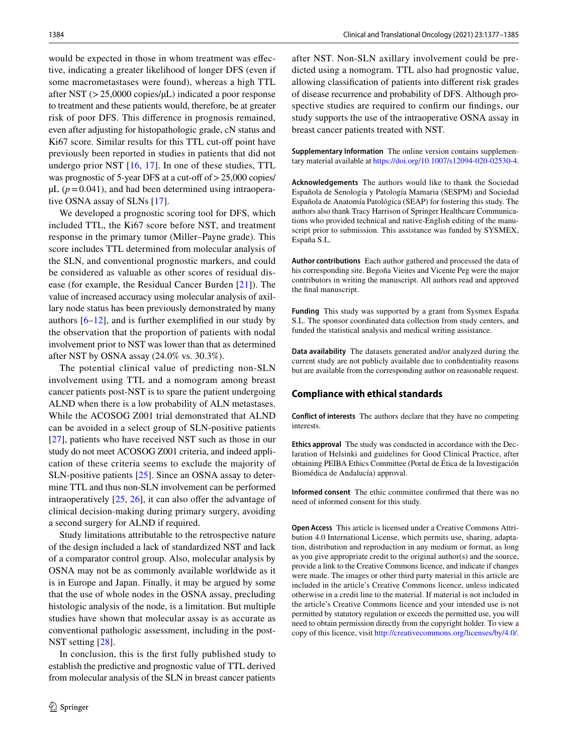would be expected in those in whom treatment was effective, indicating a greater likelihood of longer DFS (even if some macrometastases were found), whereas a high TTL after NST (> 25,0000 copies/μL) indicated a poor response to treatment and these patients would, therefore, be at greater risk of poor DFS. This difference in prognosis remained, even after adjusting for histopathologic grade, cN status and Ki67 score. Similar results for this TTL cut-off point have previously been reported in studies in patients that did not undergo prior NST [16, 17]. In one of these studies, TTL was prognostic of 5-year DFS at a cut-off of > 25,000 copies/μL ($p = 0.041$), and had been determined using intraoperative OSNA assay of SLNs [17].

We developed a prognostic scoring tool for DFS, which included TTL, the Ki67 score before NST, and treatment response in the primary tumor (Miller–Payne grade). This score includes TTL determined from molecular analysis of the SLN, and conventional prognostic markers, and could be considered as valuable as other scores of residual disease (for example, the Residual Cancer Burden [21]). The value of increased accuracy using molecular analysis of axillary node status has been previously demonstrated by many authors [6–12], and is further exemplified in our study by the observation that the proportion of patients with nodal involvement prior to NST was lower than that as determined after NST by OSNA assay (24.0% vs. 30.3%).

The potential clinical value of predicting non-SLN involvement using TTL and a nomogram among breast cancer patients post-NST is to spare the patient undergoing ALND when there is a low probability of ALN metastases. While the ACOSOG Z001 trial demonstrated that ALND can be avoided in a select group of SLN-positive patients [27], patients who have received NST such as those in our study do not meet ACOSOG Z001 criteria, and indeed application of these criteria seems to exclude the majority of SLN-positive patients [25]. Since an OSNA assay to determine TTL and thus non-SLN involvement can be performed intraoperatively [25, 26], it can also offer the advantage of clinical decision-making during primary surgery, avoiding a second surgery for ALND if required.

Study limitations attributable to the retrospective nature of the design included a lack of standardized NST and lack of a comparator control group. Also, molecular analysis by OSNA may not be as commonly available worldwide as it is in Europe and Japan. Finally, it may be argued by some that the use of whole nodes in the OSNA assay, precluding histologic analysis of the node, is a limitation. But multiple studies have shown that molecular assay is as accurate as conventional pathologic assessment, including in the post-NST setting [28].

In conclusion, this is the first fully published study to establish the predictive and prognostic value of TTL derived from molecular analysis of the SLN in breast cancer patients after NST. Non-SLN axillary involvement could be predicted using a nomogram. TTL also had prognostic value, allowing classification of patients into different risk grades of disease recurrence and probability of DFS. Although prospective studies are required to confirm our findings, our study supports the use of the intraoperative OSNA assay in breast cancer patients treated with NST.

**Supplementary Information** The online version contains supplementary material available at https://doi.org/10.1007/s12094-020-02530-4.

**Acknowledgements** The authors would like to thank the Sociedad Española de Senología y Patología Mamaria (SESPM) and Sociedad Española de Anatomía Patológica (SEAP) for fostering this study. The authors also thank Tracy Harrison of Springer Healthcare Communications who provided technical and native-English editing of the manuscript prior to submission. This assistance was funded by SYSMEX, España S.L.

**Author contributions** Each author gathered and processed the data of his corresponding site. Begoña Vieites and Vicente Peg were the major contributors in writing the manuscript. All authors read and approved the final manuscript.

**Funding** This study was supported by a grant from Sysmex España S.L. The sponsor coordinated data collection from study centers, and funded the statistical analysis and medical writing assistance.

**Data availability** The datasets generated and/or analyzed during the current study are not publicly available due to confidentiality reasons but are available from the corresponding author on reasonable request.

## Compliance with ethical standards

**Conflict of interests** The authors declare that they have no competing interests.

**Ethics approval** The study was conducted in accordance with the Declaration of Helsinki and guidelines for Good Clinical Practice, after obtaining PEIBA Ethics Committee (Portal de Ética de la Investigación Biomédica de Andalucía) approval.

**Informed consent** The ethic committee confirmed that there was no need of informed consent for this study.

**Open Access** This article is licensed under a Creative Commons Attribution 4.0 International License, which permits use, sharing, adaptation, distribution and reproduction in any medium or format, as long as you give appropriate credit to the original author(s) and the source, provide a link to the Creative Commons licence, and indicate if changes were made. The images or other third party material in this article are included in the article's Creative Commons licence, unless indicated otherwise in a credit line to the material. If material is not included in the article's Creative Commons licence and your intended use is not permitted by statutory regulation or exceeds the permitted use, you will need to obtain permission directly from the copyright holder. To view a copy of this licence, visit http://creativecommons.org/licenses/by/4.0/.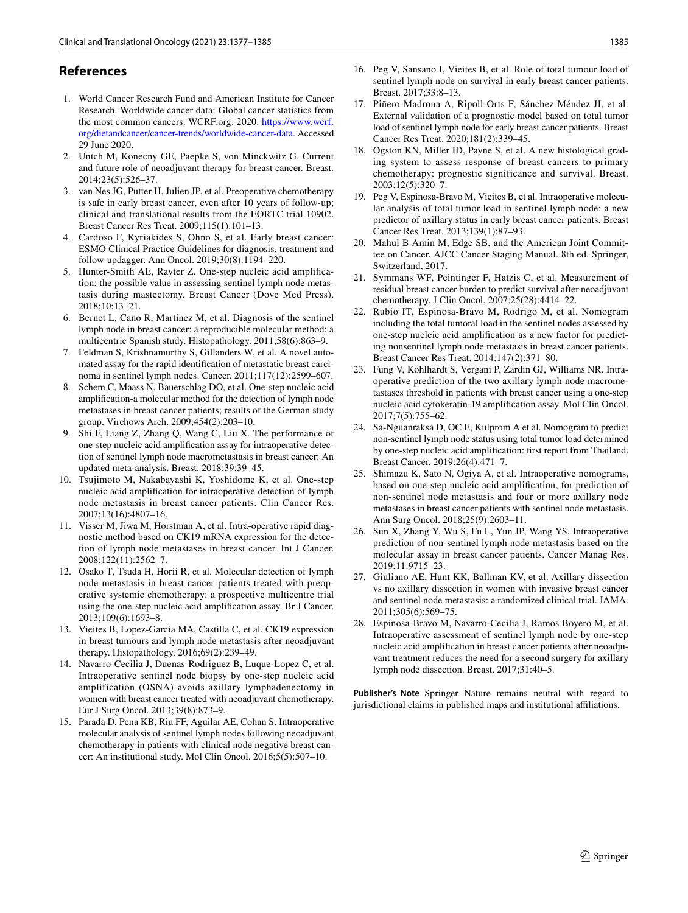## References

1. World Cancer Research Fund and American Institute for Cancer Research. Worldwide cancer data: Global cancer statistics from the most common cancers. WCRF.org. 2020. https://www.wcrf.org/dietandcancer/cancer-trends/worldwide-cancer-data. Accessed 29 June 2020.
2. Untch M, Konecny GE, Paepke S, von Minckwitz G. Current and future role of neoadjuvant therapy for breast cancer. Breast. 2014;23(5):526–37.
3. van Nes JG, Putter H, Julien JP, et al. Preoperative chemotherapy is safe in early breast cancer, even after 10 years of follow-up; clinical and translational results from the EORTC trial 10902. Breast Cancer Res Treat. 2009;115(1):101–13.
4. Cardoso F, Kyriakides S, Ohno S, et al. Early breast cancer: ESMO Clinical Practice Guidelines for diagnosis, treatment and follow-updagger. Ann Oncol. 2019;30(8):1194–220.
5. Hunter-Smith AE, Rayter Z. One-step nucleic acid amplification: the possible value in assessing sentinel lymph node metastasis during mastectomy. Breast Cancer (Dove Med Press). 2018;10:13–21.
6. Bernet L, Cano R, Martinez M, et al. Diagnosis of the sentinel lymph node in breast cancer: a reproducible molecular method: a multicentric Spanish study. Histopathology. 2011;58(6):863–9.
7. Feldman S, Krishnamurthy S, Gillanders W, et al. A novel automated assay for the rapid identification of metastatic breast carcinoma in sentinel lymph nodes. Cancer. 2011;117(12):2599–607.
8. Schem C, Maass N, Bauerschlag DO, et al. One-step nucleic acid amplification-a molecular method for the detection of lymph node metastases in breast cancer patients; results of the German study group. Virchows Arch. 2009;454(2):203–10.
9. Shi F, Liang Z, Zhang Q, Wang C, Liu X. The performance of one-step nucleic acid amplification assay for intraoperative detection of sentinel lymph node macrometastasis in breast cancer: An updated meta-analysis. Breast. 2018;39:39–45.
10. Tsujimoto M, Nakabayashi K, Yoshidome K, et al. One-step nucleic acid amplification for intraoperative detection of lymph node metastasis in breast cancer patients. Clin Cancer Res. 2007;13(16):4807–16.
11. Visser M, Jiwa M, Horstman A, et al. Intra-operative rapid diagnostic method based on CK19 mRNA expression for the detection of lymph node metastases in breast cancer. Int J Cancer. 2008;122(11):2562–7.
12. Osako T, Tsuda H, Horii R, et al. Molecular detection of lymph node metastasis in breast cancer patients treated with preoperative systemic chemotherapy: a prospective multicentre trial using the one-step nucleic acid amplification assay. Br J Cancer. 2013;109(6):1693–8.
13. Vieites B, Lopez-Garcia MA, Castilla C, et al. CK19 expression in breast tumours and lymph node metastasis after neoadjuvant therapy. Histopathology. 2016;69(2):239–49.
14. Navarro-Cecilia J, Duenas-Rodriguez B, Luque-Lopez C, et al. Intraoperative sentinel node biopsy by one-step nucleic acid amplification (OSNA) avoids axillary lymphadenectomy in women with breast cancer treated with neoadjuvant chemotherapy. Eur J Surg Oncol. 2013;39(8):873–9.
15. Parada D, Pena KB, Riu FF, Aguilar AE, Cohan S. Intraoperative molecular analysis of sentinel lymph nodes following neoadjuvant chemotherapy in patients with clinical node negative breast cancer: An institutional study. Mol Clin Oncol. 2016;5(5):507–10.
16. Peg V, Sansano I, Vieites B, et al. Role of total tumour load of sentinel lymph node on survival in early breast cancer patients. Breast. 2017;33:8–13.
17. Piñero-Madrona A, Ripoll-Orts F, Sánchez-Méndez JI, et al. External validation of a prognostic model based on total tumor load of sentinel lymph node for early breast cancer patients. Breast Cancer Res Treat. 2020;181(2):339–45.
18. Ogston KN, Miller ID, Payne S, et al. A new histological grading system to assess response of breast cancers to primary chemotherapy: prognostic significance and survival. Breast. 2003;12(5):320–7.
19. Peg V, Espinosa-Bravo M, Vieites B, et al. Intraoperative molecular analysis of total tumor load in sentinel lymph node: a new predictor of axillary status in early breast cancer patients. Breast Cancer Res Treat. 2013;139(1):87–93.
20. Mahul B Amin M, Edge SB, and the American Joint Committee on Cancer. AJCC Cancer Staging Manual. 8th ed. Springer, Switzerland, 2017.
21. Symmans WF, Peintinger F, Hatzis C, et al. Measurement of residual breast cancer burden to predict survival after neoadjuvant chemotherapy. J Clin Oncol. 2007;25(28):4414–22.
22. Rubio IT, Espinosa-Bravo M, Rodrigo M, et al. Nomogram including the total tumoral load in the sentinel nodes assessed by one-step nucleic acid amplification as a new factor for predicting nonsentinel lymph node metastasis in breast cancer patients. Breast Cancer Res Treat. 2014;147(2):371–80.
23. Fung V, Kohlhardt S, Vergani P, Zardin GJ, Williams NR. Intraoperative prediction of the two axillary lymph node macrometastases threshold in patients with breast cancer using a one-step nucleic acid cytokeratin-19 amplification assay. Mol Clin Oncol. 2017;7(5):755–62.
24. Sa-Nguanraksa D, OC E, Kulprom A et al. Nomogram to predict non-sentinel lymph node status using total tumor load determined by one-step nucleic acid amplification: first report from Thailand. Breast Cancer. 2019;26(4):471–7.
25. Shimazu K, Sato N, Ogiya A, et al. Intraoperative nomograms, based on one-step nucleic acid amplification, for prediction of non-sentinel node metastasis and four or more axillary node metastases in breast cancer patients with sentinel node metastasis. Ann Surg Oncol. 2018;25(9):2603–11.
26. Sun X, Zhang Y, Wu S, Fu L, Yun JP, Wang YS. Intraoperative prediction of non-sentinel lymph node metastasis based on the molecular assay in breast cancer patients. Cancer Manag Res. 2019;11:9715–23.
27. Giuliano AE, Hunt KK, Ballman KV, et al. Axillary dissection vs no axillary dissection in women with invasive breast cancer and sentinel node metastasis: a randomized clinical trial. JAMA. 2011;305(6):569–75.
28. Espinosa-Bravo M, Navarro-Cecilia J, Ramos Boyero M, et al. Intraoperative assessment of sentinel lymph node by one-step nucleic acid amplification in breast cancer patients after neoadjuvant treatment reduces the need for a second surgery for axillary lymph node dissection. Breast. 2017;31:40–5.

**Publisher's Note** Springer Nature remains neutral with regard to jurisdictional claims in published maps and institutional affiliations.